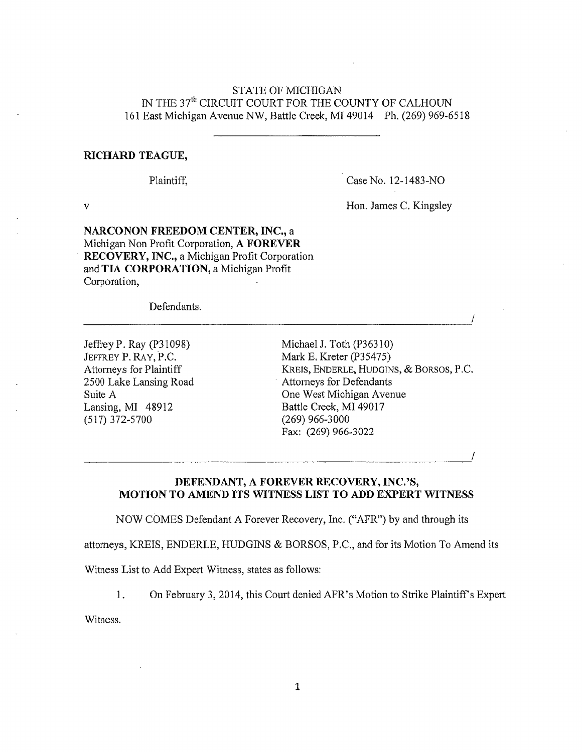STATE OF MICHIGAN
IN THE 37th CIRCUIT COURT FOR THE COUNTY OF CALHOUN
161 East Michigan Avenue NW, Battle Creek, MI 49014 Ph. (269) 969-6518

---

**RICHARD TEAGUE,**

Plaintiff,

Case No. 12-1483-NO

v

Hon. James C. Kingsley

**NARCONON FREEDOM CENTER, INC.**, a Michigan Non Profit Corporation, **A FOREVER RECOVERY, INC.**, a Michigan Profit Corporation and **TIA CORPORATION**, a Michigan Profit Corporation,

Defendants.

---

| | |
|---|---|
| Jeffrey P. Ray (P31098) | Michael J. Toth (P36310) |
| JEFFREY P. RAY, P.C. | Mark E. Kreter (P35475) |
| Attorneys for Plaintiff | KREIS, ENDERLE, HUDGINS, & BORSOS, P.C. |
| 2500 Lake Lansing Road | Attorneys for Defendants |
| Suite A | One West Michigan Avenue |
| Lansing, MI 48912 | Battle Creek, MI 49017 |
| (517) 372-5700 | (269) 966-3000 |
| | Fax: (269) 966-3022 |

---

## DEFENDANT, A FOREVER RECOVERY, INC.'S, MOTION TO AMEND ITS WITNESS LIST TO ADD EXPERT WITNESS

NOW COMES Defendant A Forever Recovery, Inc. ("AFR") by and through its attorneys, KREIS, ENDERLE, HUDGINS & BORSOS, P.C., and for its Motion To Amend its Witness List to Add Expert Witness, states as follows:

1. On February 3, 2014, this Court denied AFR's Motion to Strike Plaintiff's Expert Witness.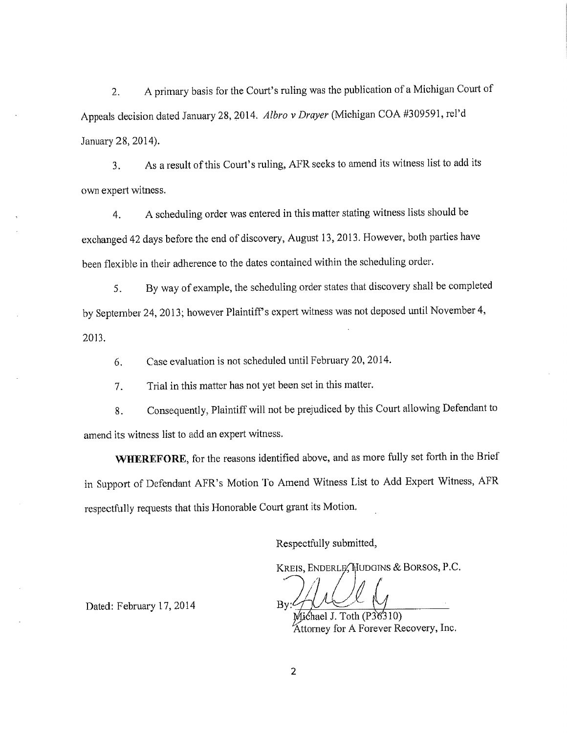2. A primary basis for the Court's ruling was the publication of a Michigan Court of Appeals decision dated January 28, 2014. *Albro v Drayer* (Michigan COA #309591, rel'd January 28, 2014).

3. As a result of this Court's ruling, AFR seeks to amend its witness list to add its own expert witness.

4. A scheduling order was entered in this matter stating witness lists should be exchanged 42 days before the end of discovery, August 13, 2013. However, both parties have been flexible in their adherence to the dates contained within the scheduling order.

5. By way of example, the scheduling order states that discovery shall be completed by September 24, 2013; however Plaintiff's expert witness was not deposed until November 4, 2013.

6. Case evaluation is not scheduled until February 20, 2014.

7. Trial in this matter has not yet been set in this matter.

8. Consequently, Plaintiff will not be prejudiced by this Court allowing Defendant to amend its witness list to add an expert witness.

**WHEREFORE**, for the reasons identified above, and as more fully set forth in the Brief in Support of Defendant AFR's Motion To Amend Witness List to Add Expert Witness, AFR respectfully requests that this Honorable Court grant its Motion.

Respectfully submitted,

KREIS, ENDERLE, HUDGINS & BORSOS, P.C.

Dated: February 17, 2014

By: ______________________
Michael J. Toth (P36310)
Attorney for A Forever Recovery, Inc.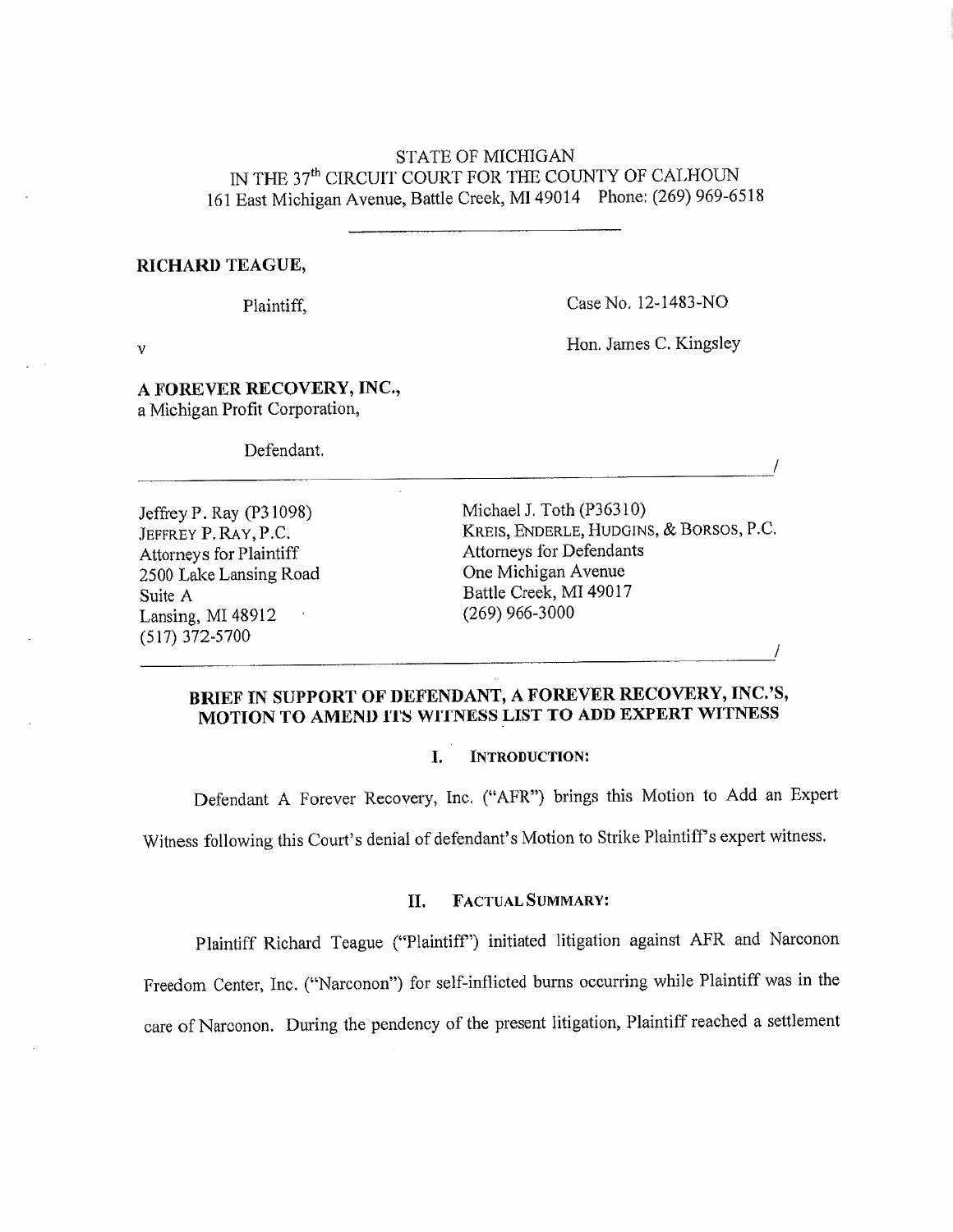STATE OF MICHIGAN
IN THE 37th CIRCUIT COURT FOR THE COUNTY OF CALHOUN
161 East Michigan Avenue, Battle Creek, MI 49014 Phone: (269) 969-6518

**RICHARD TEAGUE,**

Plaintiff,

Case No. 12-1483-NO

v

Hon. James C. Kingsley

**A FOREVER RECOVERY, INC.,**
a Michigan Profit Corporation,

Defendant.

/

Jeffrey P. Ray (P31098)
JEFFREY P. RAY, P.C.
Attorneys for Plaintiff
2500 Lake Lansing Road
Suite A
Lansing, MI 48912
(517) 372-5700

Michael J. Toth (P36310)
KREIS, ENDERLE, HUDGINS, & BORSOS, P.C.
Attorneys for Defendants
One Michigan Avenue
Battle Creek, MI 49017
(269) 966-3000

/

## BRIEF IN SUPPORT OF DEFENDANT, A FOREVER RECOVERY, INC.'S, MOTION TO AMEND ITS WITNESS LIST TO ADD EXPERT WITNESS

### I. INTRODUCTION:

Defendant A Forever Recovery, Inc. ("AFR") brings this Motion to Add an Expert Witness following this Court's denial of defendant's Motion to Strike Plaintiff's expert witness.

### II. FACTUAL SUMMARY:

Plaintiff Richard Teague ("Plaintiff") initiated litigation against AFR and Narconon Freedom Center, Inc. ("Narconon") for self-inflicted burns occurring while Plaintiff was in the care of Narconon. During the pendency of the present litigation, Plaintiff reached a settlement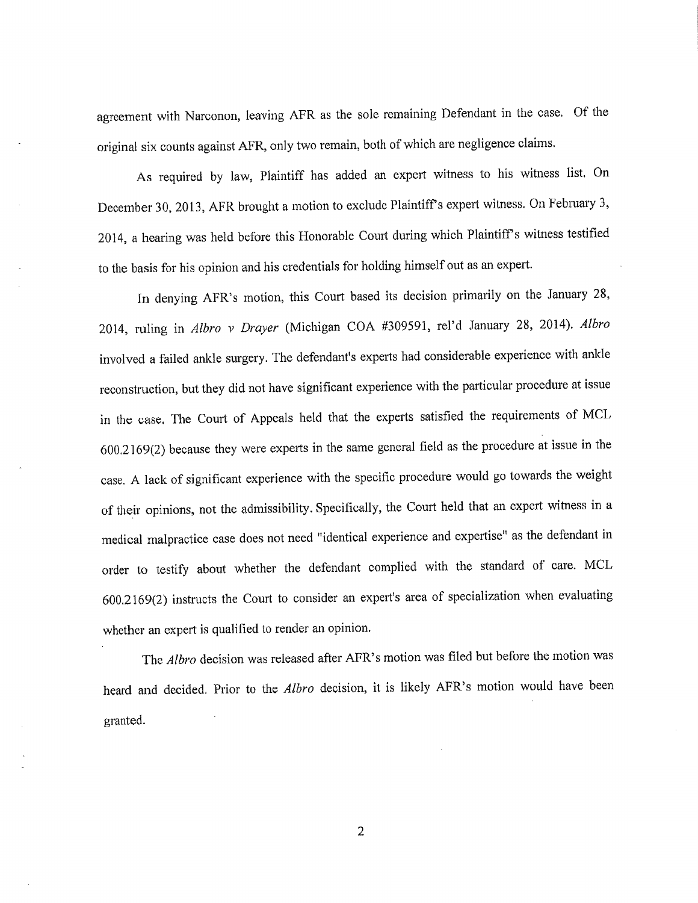agreement with Narconon, leaving AFR as the sole remaining Defendant in the case. Of the original six counts against AFR, only two remain, both of which are negligence claims.

As required by law, Plaintiff has added an expert witness to his witness list. On December 30, 2013, AFR brought a motion to exclude Plaintiff's expert witness. On February 3, 2014, a hearing was held before this Honorable Court during which Plaintiff's witness testified to the basis for his opinion and his credentials for holding himself out as an expert.

In denying AFR's motion, this Court based its decision primarily on the January 28, 2014, ruling in *Albro v Drayer* (Michigan COA #309591, rel'd January 28, 2014). *Albro* involved a failed ankle surgery. The defendant's experts had considerable experience with ankle reconstruction, but they did not have significant experience with the particular procedure at issue in the case. The Court of Appeals held that the experts satisfied the requirements of MCL 600.2169(2) because they were experts in the same general field as the procedure at issue in the case. A lack of significant experience with the specific procedure would go towards the weight of their opinions, not the admissibility. Specifically, the Court held that an expert witness in a medical malpractice case does not need "identical experience and expertise" as the defendant in order to testify about whether the defendant complied with the standard of care. MCL 600.2169(2) instructs the Court to consider an expert's area of specialization when evaluating whether an expert is qualified to render an opinion.

The *Albro* decision was released after AFR's motion was filed but before the motion was heard and decided. Prior to the *Albro* decision, it is likely AFR's motion would have been granted.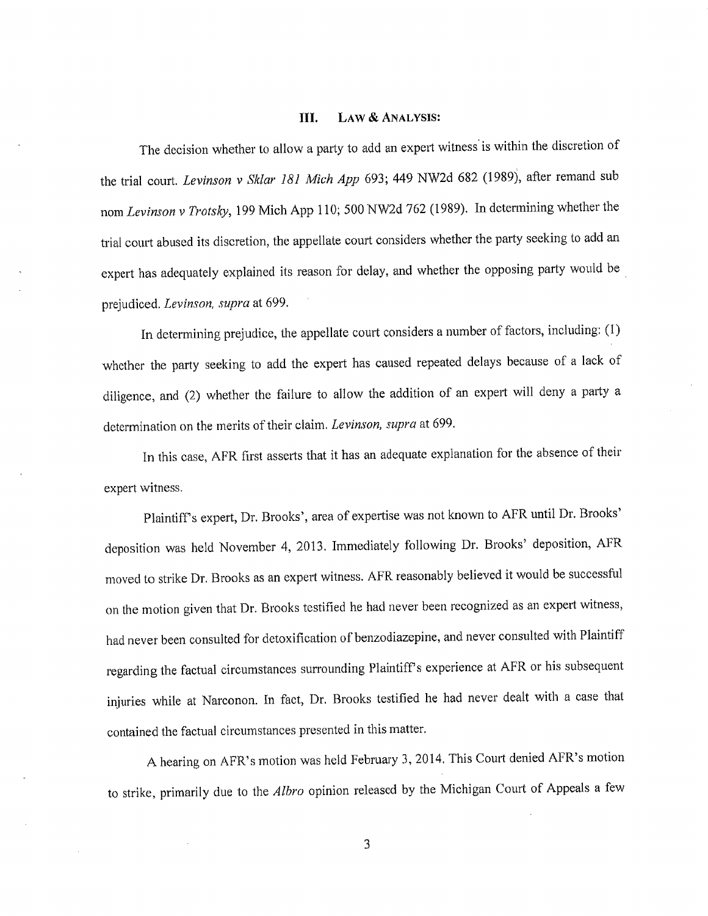## III. Law & Analysis:

The decision whether to allow a party to add an expert witness is within the discretion of the trial court. *Levinson v Sklar 181 Mich App* 693; 449 NW2d 682 (1989), after remand sub nom *Levinson v Trotsky*, 199 Mich App 110; 500 NW2d 762 (1989). In determining whether the trial court abused its discretion, the appellate court considers whether the party seeking to add an expert has adequately explained its reason for delay, and whether the opposing party would be prejudiced. *Levinson, supra* at 699.

In determining prejudice, the appellate court considers a number of factors, including: (1) whether the party seeking to add the expert has caused repeated delays because of a lack of diligence, and (2) whether the failure to allow the addition of an expert will deny a party a determination on the merits of their claim. *Levinson, supra* at 699.

In this case, AFR first asserts that it has an adequate explanation for the absence of their expert witness.

Plaintiff's expert, Dr. Brooks', area of expertise was not known to AFR until Dr. Brooks' deposition was held November 4, 2013. Immediately following Dr. Brooks' deposition, AFR moved to strike Dr. Brooks as an expert witness. AFR reasonably believed it would be successful on the motion given that Dr. Brooks testified he had never been recognized as an expert witness, had never been consulted for detoxification of benzodiazepine, and never consulted with Plaintiff regarding the factual circumstances surrounding Plaintiff's experience at AFR or his subsequent injuries while at Narconon. In fact, Dr. Brooks testified he had never dealt with a case that contained the factual circumstances presented in this matter.

A hearing on AFR's motion was held February 3, 2014. This Court denied AFR's motion to strike, primarily due to the *Albro* opinion released by the Michigan Court of Appeals a few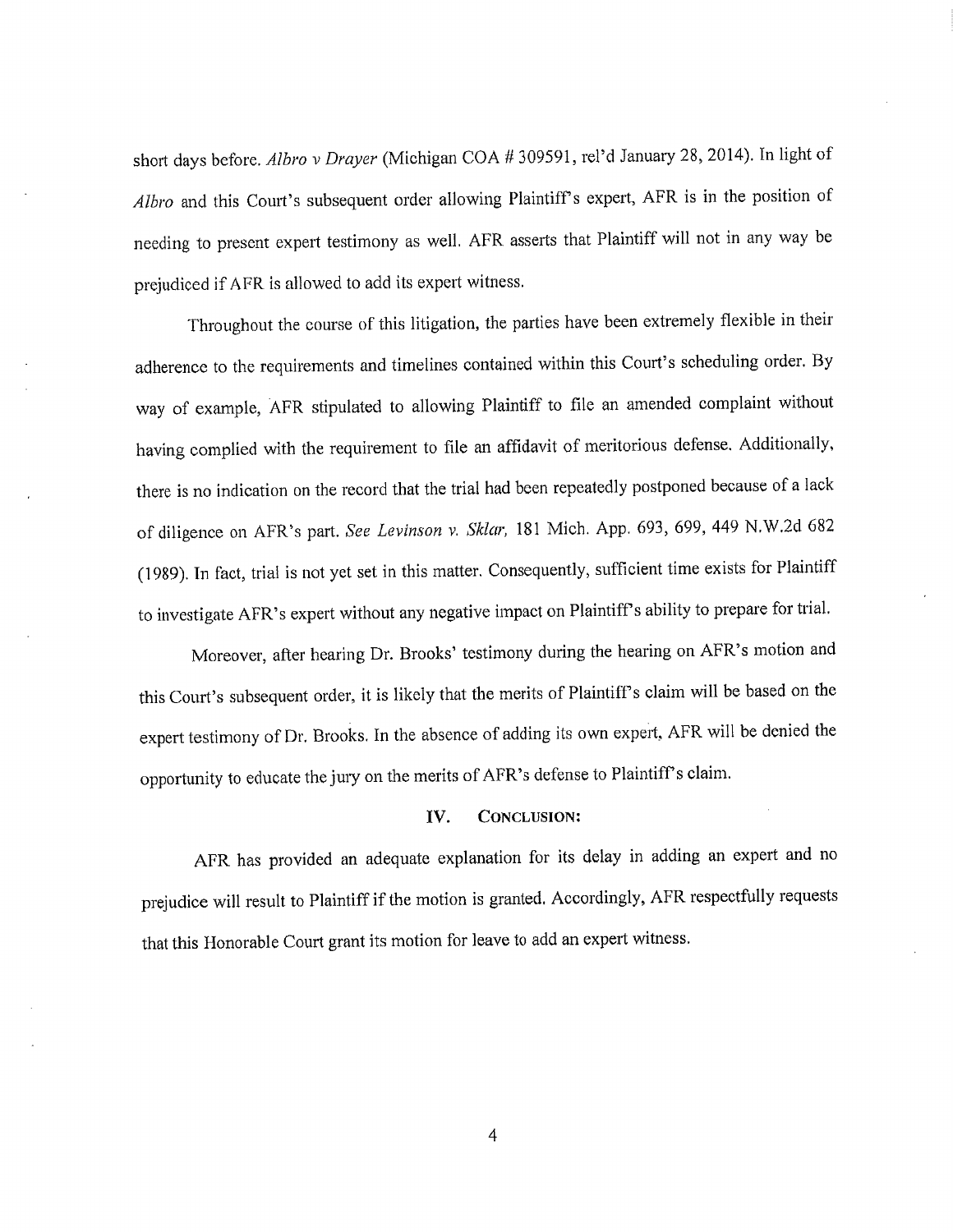short days before. *Albro v Drayer* (Michigan COA # 309591, rel'd January 28, 2014). In light of *Albro* and this Court's subsequent order allowing Plaintiff's expert, AFR is in the position of needing to present expert testimony as well. AFR asserts that Plaintiff will not in any way be prejudiced if AFR is allowed to add its expert witness.

Throughout the course of this litigation, the parties have been extremely flexible in their adherence to the requirements and timelines contained within this Court's scheduling order. By way of example, AFR stipulated to allowing Plaintiff to file an amended complaint without having complied with the requirement to file an affidavit of meritorious defense. Additionally, there is no indication on the record that the trial had been repeatedly postponed because of a lack of diligence on AFR's part. *See Levinson v. Sklar,* 181 Mich. App. 693, 699, 449 N.W.2d 682 (1989). In fact, trial is not yet set in this matter. Consequently, sufficient time exists for Plaintiff to investigate AFR's expert without any negative impact on Plaintiff's ability to prepare for trial.

Moreover, after hearing Dr. Brooks' testimony during the hearing on AFR's motion and this Court's subsequent order, it is likely that the merits of Plaintiff's claim will be based on the expert testimony of Dr. Brooks. In the absence of adding its own expert, AFR will be denied the opportunity to educate the jury on the merits of AFR's defense to Plaintiff's claim.

## IV. CONCLUSION:

AFR has provided an adequate explanation for its delay in adding an expert and no prejudice will result to Plaintiff if the motion is granted. Accordingly, AFR respectfully requests that this Honorable Court grant its motion for leave to add an expert witness.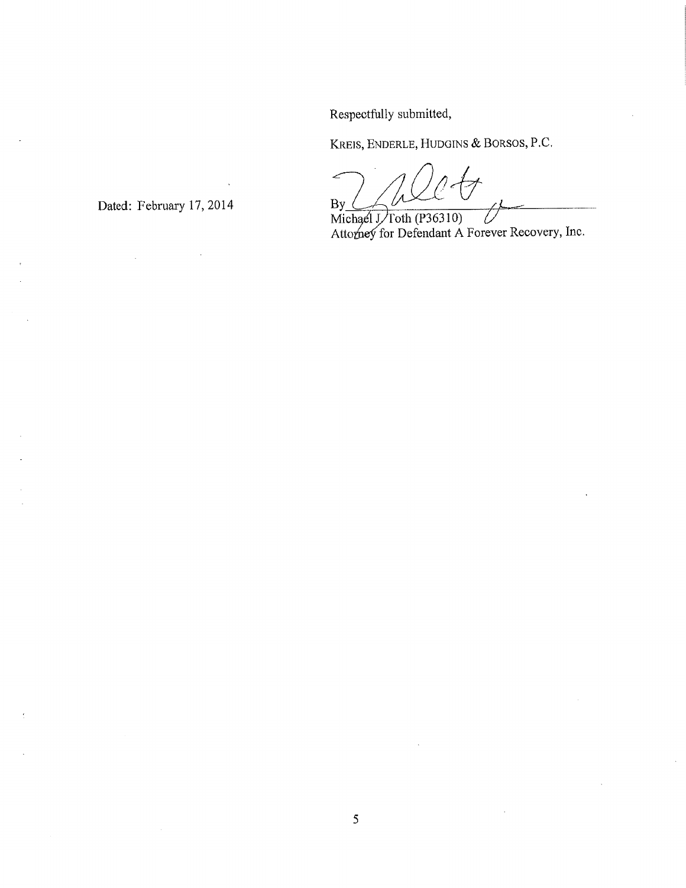Respectfully submitted,

KREIS, ENDERLE, HUDGINS & BORSOS, P.C.

Dated: February 17, 2014

By ______________________

Michael J. Toth (P36310)
Attorney for Defendant A Forever Recovery, Inc.